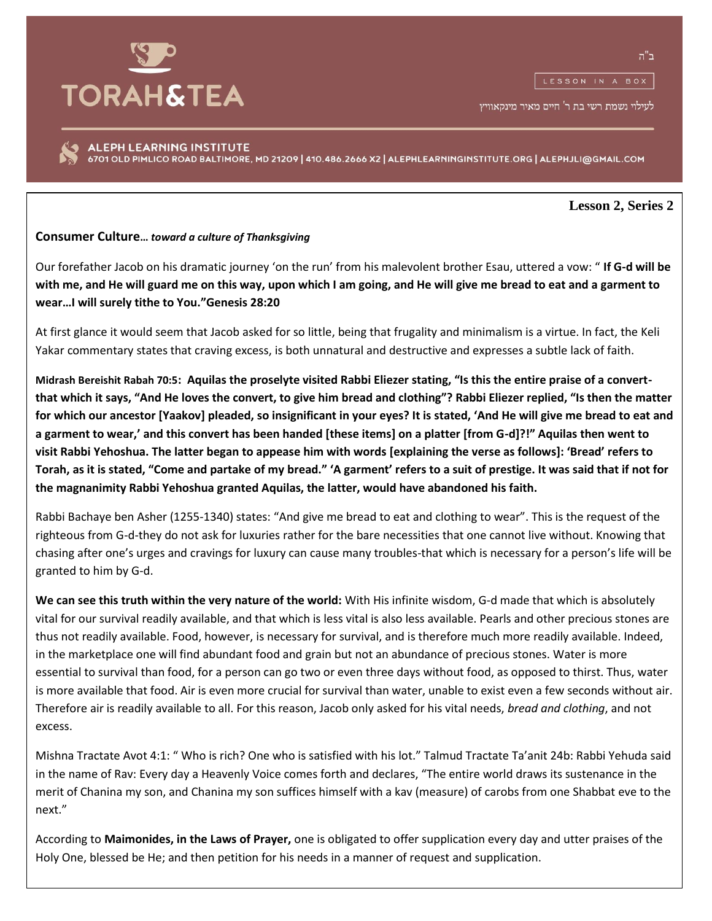# TORAH&TEA

ב"ה

LESSON IN A BOX

לעילוי נשמת רשי בת ר' חיים מאיר מינקאוויץ

**ALEPH LEARNING INSTITUTE**
6701 OLD PIMLICO ROAD BALTIMORE, MD 21209 | 410.486.2666 X2 | ALEPHLEARNINGINSTITUTE.ORG | ALEPHJLI@GMAIL.COM

**Lesson 2, Series 2**

## Consumer Culture*… toward a culture of Thanksgiving*

Our forefather Jacob on his dramatic journey 'on the run' from his malevolent brother Esau, uttered a vow: " **If G-d will be with me, and He will guard me on this way, upon which I am going, and He will give me bread to eat and a garment to wear…I will surely tithe to You."Genesis 28:20**

At first glance it would seem that Jacob asked for so little, being that frugality and minimalism is a virtue. In fact, the Keli Yakar commentary states that craving excess, is both unnatural and destructive and expresses a subtle lack of faith.

**Midrash Bereishit Rabah 70:5: Aquilas the proselyte visited Rabbi Eliezer stating, "Is this the entire praise of a convert- that which it says, "And He loves the convert, to give him bread and clothing"? Rabbi Eliezer replied, "Is then the matter for which our ancestor [Yaakov] pleaded, so insignificant in your eyes? It is stated, 'And He will give me bread to eat and a garment to wear,' and this convert has been handed [these items] on a platter [from G-d]?!" Aquilas then went to visit Rabbi Yehoshua. The latter began to appease him with words [explaining the verse as follows]: 'Bread' refers to Torah, as it is stated, "Come and partake of my bread." 'A garment' refers to a suit of prestige. It was said that if not for the magnanimity Rabbi Yehoshua granted Aquilas, the latter, would have abandoned his faith.**

Rabbi Bachaye ben Asher (1255-1340) states: "And give me bread to eat and clothing to wear". This is the request of the righteous from G-d-they do not ask for luxuries rather for the bare necessities that one cannot live without. Knowing that chasing after one's urges and cravings for luxury can cause many troubles-that which is necessary for a person's life will be granted to him by G-d.

**We can see this truth within the very nature of the world:** With His infinite wisdom, G-d made that which is absolutely vital for our survival readily available, and that which is less vital is also less available. Pearls and other precious stones are thus not readily available. Food, however, is necessary for survival, and is therefore much more readily available. Indeed, in the marketplace one will find abundant food and grain but not an abundance of precious stones. Water is more essential to survival than food, for a person can go two or even three days without food, as opposed to thirst. Thus, water is more available that food. Air is even more crucial for survival than water, unable to exist even a few seconds without air. Therefore air is readily available to all. For this reason, Jacob only asked for his vital needs, *bread and clothing*, and not excess.

Mishna Tractate Avot 4:1: " Who is rich? One who is satisfied with his lot." Talmud Tractate Ta'anit 24b: Rabbi Yehuda said in the name of Rav: Every day a Heavenly Voice comes forth and declares, "The entire world draws its sustenance in the merit of Chanina my son, and Chanina my son suffices himself with a kav (measure) of carobs from one Shabbat eve to the next."

According to **Maimonides, in the Laws of Prayer,** one is obligated to offer supplication every day and utter praises of the Holy One, blessed be He; and then petition for his needs in a manner of request and supplication.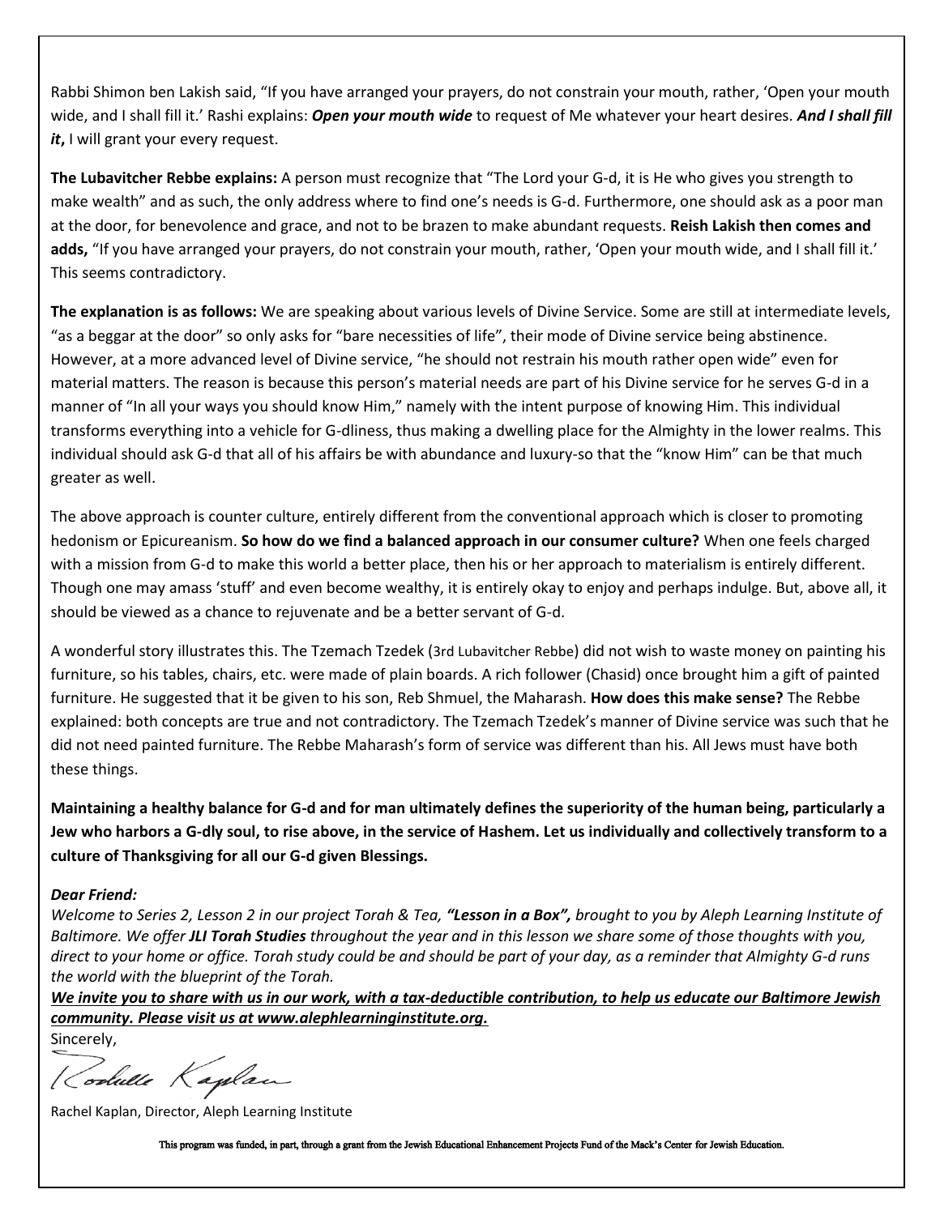Rabbi Shimon ben Lakish said, "If you have arranged your prayers, do not constrain your mouth, rather, 'Open your mouth wide, and I shall fill it.' Rashi explains: ***Open your mouth wide*** to request of Me whatever your heart desires. ***And I shall fill it*****,** I will grant your every request.

**The Lubavitcher Rebbe explains:** A person must recognize that "The Lord your G-d, it is He who gives you strength to make wealth" and as such, the only address where to find one's needs is G-d. Furthermore, one should ask as a poor man at the door, for benevolence and grace, and not to be brazen to make abundant requests. **Reish Lakish then comes and adds,** "If you have arranged your prayers, do not constrain your mouth, rather, 'Open your mouth wide, and I shall fill it.' This seems contradictory.

**The explanation is as follows:** We are speaking about various levels of Divine Service. Some are still at intermediate levels, "as a beggar at the door" so only asks for "bare necessities of life", their mode of Divine service being abstinence. However, at a more advanced level of Divine service, "he should not restrain his mouth rather open wide" even for material matters. The reason is because this person's material needs are part of his Divine service for he serves G-d in a manner of "In all your ways you should know Him," namely with the intent purpose of knowing Him. This individual transforms everything into a vehicle for G-dliness, thus making a dwelling place for the Almighty in the lower realms. This individual should ask G-d that all of his affairs be with abundance and luxury-so that the "know Him" can be that much greater as well.

The above approach is counter culture, entirely different from the conventional approach which is closer to promoting hedonism or Epicureanism. **So how do we find a balanced approach in our consumer culture?** When one feels charged with a mission from G-d to make this world a better place, then his or her approach to materialism is entirely different. Though one may amass 'stuff' and even become wealthy, it is entirely okay to enjoy and perhaps indulge. But, above all, it should be viewed as a chance to rejuvenate and be a better servant of G-d.

A wonderful story illustrates this. The Tzemach Tzedek (3rd Lubavitcher Rebbe) did not wish to waste money on painting his furniture, so his tables, chairs, etc. were made of plain boards. A rich follower (Chasid) once brought him a gift of painted furniture. He suggested that it be given to his son, Reb Shmuel, the Maharash. **How does this make sense?** The Rebbe explained: both concepts are true and not contradictory. The Tzemach Tzedek's manner of Divine service was such that he did not need painted furniture. The Rebbe Maharash's form of service was different than his. All Jews must have both these things.

**Maintaining a healthy balance for G-d and for man ultimately defines the superiority of the human being, particularly a Jew who harbors a G-dly soul, to rise above, in the service of Hashem. Let us individually and collectively transform to a culture of Thanksgiving for all our G-d given Blessings.**

***Dear Friend:***

*Welcome to Series 2, Lesson 2 in our project Torah & Tea,* ***"Lesson in a Box",*** *brought to you by Aleph Learning Institute of Baltimore. We offer* ***JLI Torah Studies*** *throughout the year and in this lesson we share some of those thoughts with you, direct to your home or office. Torah study could be and should be part of your day, as a reminder that Almighty G-d runs the world with the blueprint of the Torah.*

***We invite you to share with us in our work, with a tax-deductible contribution, to help us educate our Baltimore Jewish community. Please visit us at www.alephlearninginstitute.org.***

Sincerely,

Rachel Kaplan

Rachel Kaplan, Director, Aleph Learning Institute

This program was funded, in part, through a grant from the Jewish Educational Enhancement Projects Fund of the Mack's Center for Jewish Education.